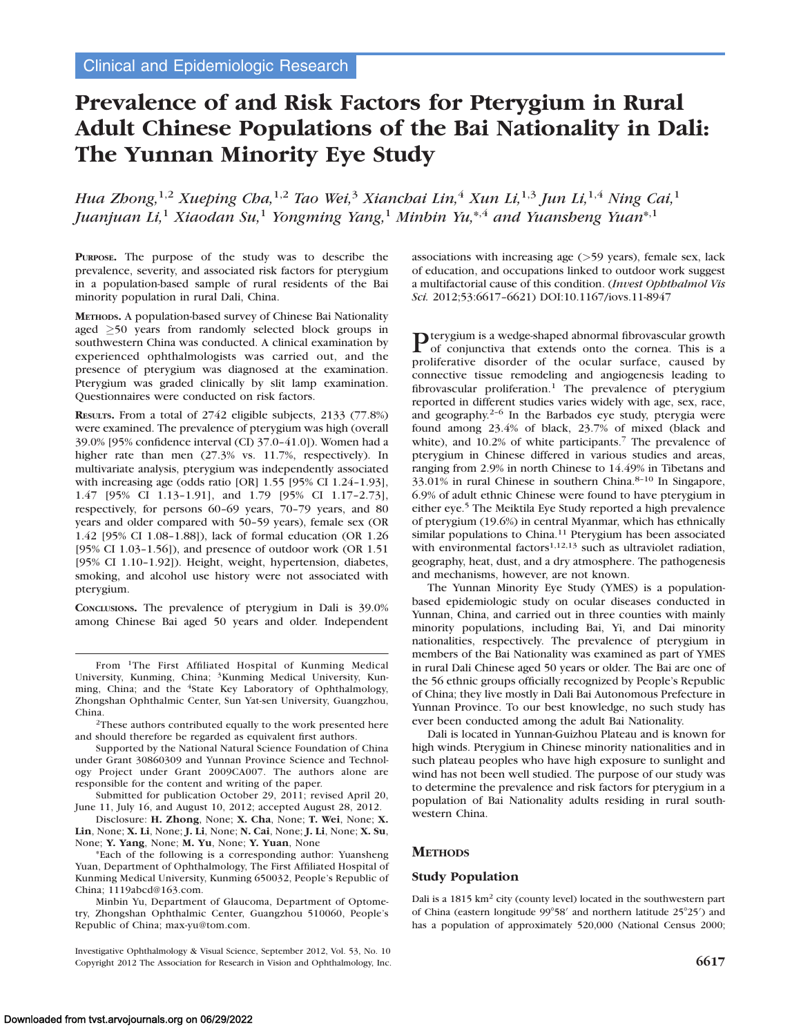Clinical and Epidemiologic Research

# Prevalence of and Risk Factors for Pterygium in Rural Adult Chinese Populations of the Bai Nationality in Dali: The Yunnan Minority Eye Study

*Hua Zhong,[1,2] Xueping Cha,[1,2] Tao Wei,[3] Xianchai Lin,[4] Xun Li,[1,3] Jun Li,[1,4] Ning Cai,[1] Juanjuan Li,[1] Xiaodan Su,[1] Yongming Yang,[1] Minbin Yu,[*,4] and Yuansheng Yuan[*,1]*

**PURPOSE.** The purpose of the study was to describe the prevalence, severity, and associated risk factors for pterygium in a population-based sample of rural residents of the Bai minority population in rural Dali, China.

**METHODS.** A population-based survey of Chinese Bai Nationality aged ≥50 years from randomly selected block groups in southwestern China was conducted. A clinical examination by experienced ophthalmologists was carried out, and the presence of pterygium was diagnosed at the examination. Pterygium was graded clinically by slit lamp examination. Questionnaires were conducted on risk factors.

**RESULTS.** From a total of 2742 eligible subjects, 2133 (77.8%) were examined. The prevalence of pterygium was high (overall 39.0% [95% confidence interval (CI) 37.0–41.0]). Women had a higher rate than men (27.3% vs. 11.7%, respectively). In multivariate analysis, pterygium was independently associated with increasing age (odds ratio [OR] 1.55 [95% CI 1.24–1.93], 1.47 [95% CI 1.13–1.91], and 1.79 [95% CI 1.17–2.73], respectively, for persons 60–69 years, 70–79 years, and 80 years and older compared with 50–59 years), female sex (OR 1.42 [95% CI 1.08–1.88]), lack of formal education (OR 1.26 [95% CI 1.03–1.56]), and presence of outdoor work (OR 1.51 [95% CI 1.10–1.92]). Height, weight, hypertension, diabetes, smoking, and alcohol use history were not associated with pterygium.

**CONCLUSIONS.** The prevalence of pterygium in Dali is 39.0% among Chinese Bai aged 50 years and older. Independent associations with increasing age (>59 years), female sex, lack of education, and occupations linked to outdoor work suggest a multifactorial cause of this condition. (*Invest Ophthalmol Vis Sci.* 2012;53:6617–6621) DOI:10.1167/iovs.11-8947

From [1]The First Affiliated Hospital of Kunming Medical University, Kunming, China; [3]Kunming Medical University, Kunming, China; and the [4]State Key Laboratory of Ophthalmology, Zhongshan Ophthalmic Center, Sun Yat-sen University, Guangzhou, China.

[2]These authors contributed equally to the work presented here and should therefore be regarded as equivalent first authors.

Supported by the National Natural Science Foundation of China under Grant 30860309 and Yunnan Province Science and Technology Project under Grant 2009CA007. The authors alone are responsible for the content and writing of the paper.

Submitted for publication October 29, 2011; revised April 20, June 11, July 16, and August 10, 2012; accepted August 28, 2012.

Disclosure: **H. Zhong**, None; **X. Cha**, None; **T. Wei**, None; **X. Lin**, None; **X. Li**, None; **J. Li**, None; **N. Cai**, None; **J. Li**, None; **X. Su**, None; **Y. Yang**, None; **M. Yu**, None; **Y. Yuan**, None

*Each of the following is a corresponding author: Yuansheng Yuan, Department of Ophthalmology, The First Affiliated Hospital of Kunming Medical University, Kunming 650032, People's Republic of China; 1119abcd@163.com.

Minbin Yu, Department of Glaucoma, Department of Optometry, Zhongshan Ophthalmic Center, Guangzhou 510060, People's Republic of China; max-yu@tom.com.

Pterygium is a wedge-shaped abnormal fibrovascular growth of conjunctiva that extends onto the cornea. This is a proliferative disorder of the ocular surface, caused by connective tissue remodeling and angiogenesis leading to fibrovascular proliferation.[1] The prevalence of pterygium reported in different studies varies widely with age, sex, race, and geography.[2–6] In the Barbados eye study, pterygia were found among 23.4% of black, 23.7% of mixed (black and white), and 10.2% of white participants.[7] The prevalence of pterygium in Chinese differed in various studies and areas, ranging from 2.9% in north Chinese to 14.49% in Tibetans and 33.01% in rural Chinese in southern China.[8–10] In Singapore, 6.9% of adult ethnic Chinese were found to have pterygium in either eye.[5] The Meiktila Eye Study reported a high prevalence of pterygium (19.6%) in central Myanmar, which has ethnically similar populations to China.[11] Pterygium has been associated with environmental factors[1,12,13] such as ultraviolet radiation, geography, heat, dust, and a dry atmosphere. The pathogenesis and mechanisms, however, are not known.

The Yunnan Minority Eye Study (YMES) is a population-based epidemiologic study on ocular diseases conducted in Yunnan, China, and carried out in three counties with mainly minority populations, including Bai, Yi, and Dai minority nationalities, respectively. The prevalence of pterygium in members of the Bai Nationality was examined as part of YMES in rural Dali Chinese aged 50 years or older. The Bai are one of the 56 ethnic groups officially recognized by People's Republic of China; they live mostly in Dali Bai Autonomous Prefecture in Yunnan Province. To our best knowledge, no such study has ever been conducted among the adult Bai Nationality.

Dali is located in Yunnan-Guizhou Plateau and is known for high winds. Pterygium in Chinese minority nationalities and in such plateau peoples who have high exposure to sunlight and wind has not been well studied. The purpose of our study was to determine the prevalence and risk factors for pterygium in a population of Bai Nationality adults residing in rural southwestern China.

## METHODS

### Study Population

Dali is a 1815 km$^2$ city (county level) located in the southwestern part of China (eastern longitude 99°58′ and northern latitude 25°25′) and has a population of approximately 520,000 (National Census 2000;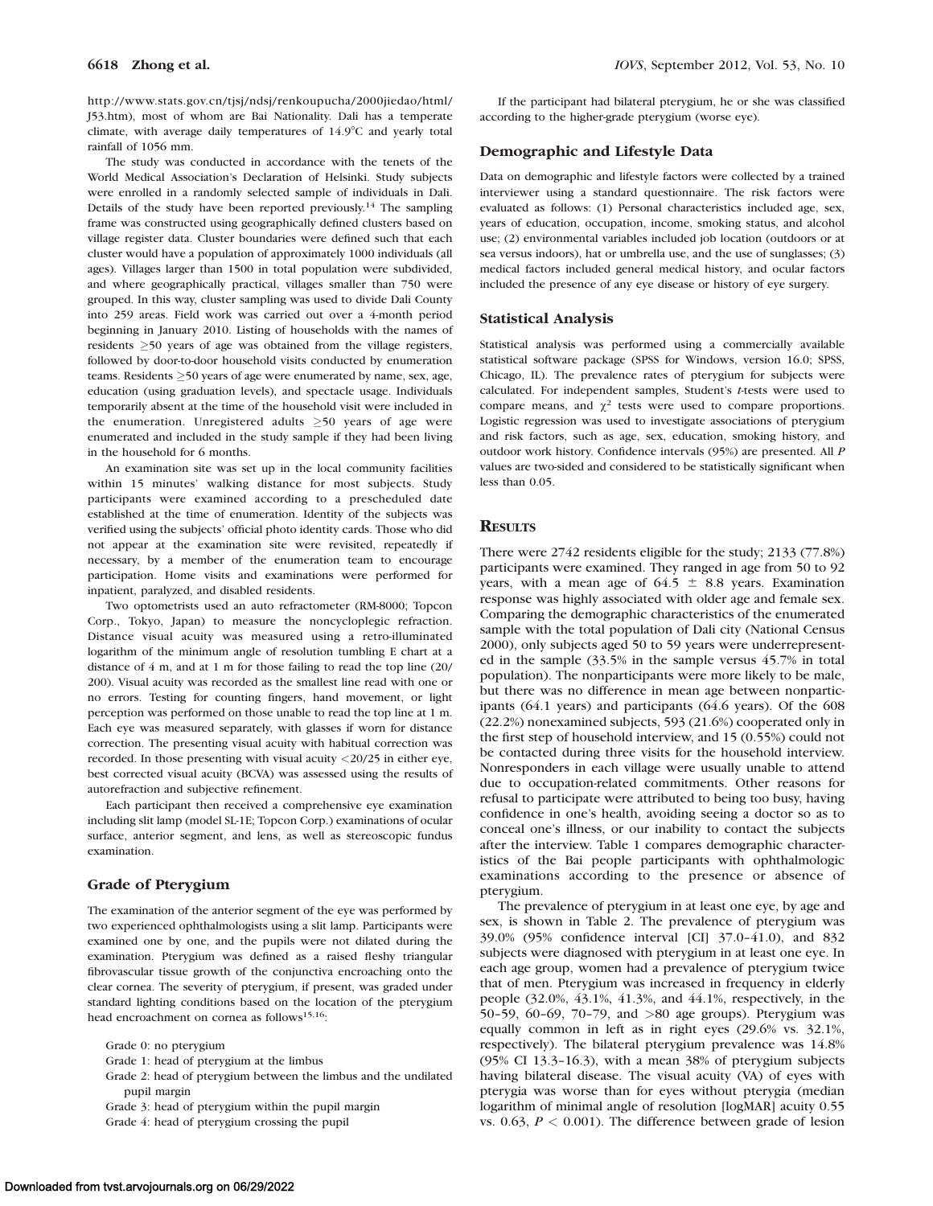http://www.stats.gov.cn/tjsj/ndsj/renkoupucha/2000jiedao/html/J53.htm), most of whom are Bai Nationality. Dali has a temperate climate, with average daily temperatures of 14.9°C and yearly total rainfall of 1056 mm.

The study was conducted in accordance with the tenets of the World Medical Association's Declaration of Helsinki. Study subjects were enrolled in a randomly selected sample of individuals in Dali. Details of the study have been reported previously.[14] The sampling frame was constructed using geographically defined clusters based on village register data. Cluster boundaries were defined such that each cluster would have a population of approximately 1000 individuals (all ages). Villages larger than 1500 in total population were subdivided, and where geographically practical, villages smaller than 750 were grouped. In this way, cluster sampling was used to divide Dali County into 259 areas. Field work was carried out over a 4-month period beginning in January 2010. Listing of households with the names of residents ≥50 years of age was obtained from the village registers, followed by door-to-door household visits conducted by enumeration teams. Residents ≥50 years of age were enumerated by name, sex, age, education (using graduation levels), and spectacle usage. Individuals temporarily absent at the time of the household visit were included in the enumeration. Unregistered adults ≥50 years of age were enumerated and included in the study sample if they had been living in the household for 6 months.

An examination site was set up in the local community facilities within 15 minutes' walking distance for most subjects. Study participants were examined according to a prescheduled date established at the time of enumeration. Identity of the subjects was verified using the subjects' official photo identity cards. Those who did not appear at the examination site were revisited, repeatedly if necessary, by a member of the enumeration team to encourage participation. Home visits and examinations were performed for inpatient, paralyzed, and disabled residents.

Two optometrists used an auto refractometer (RM-8000; Topcon Corp., Tokyo, Japan) to measure the noncycloplegic refraction. Distance visual acuity was measured using a retro-illuminated logarithm of the minimum angle of resolution tumbling E chart at a distance of 4 m, and at 1 m for those failing to read the top line (20/200). Visual acuity was recorded as the smallest line read with one or no errors. Testing for counting fingers, hand movement, or light perception was performed on those unable to read the top line at 1 m. Each eye was measured separately, with glasses if worn for distance correction. The presenting visual acuity with habitual correction was recorded. In those presenting with visual acuity <20/25 in either eye, best corrected visual acuity (BCVA) was assessed using the results of autorefraction and subjective refinement.

Each participant then received a comprehensive eye examination including slit lamp (model SL-1E; Topcon Corp.) examinations of ocular surface, anterior segment, and lens, as well as stereoscopic fundus examination.

## Grade of Pterygium

The examination of the anterior segment of the eye was performed by two experienced ophthalmologists using a slit lamp. Participants were examined one by one, and the pupils were not dilated during the examination. Pterygium was defined as a raised fleshy triangular fibrovascular tissue growth of the conjunctiva encroaching onto the clear cornea. The severity of pterygium, if present, was graded under standard lighting conditions based on the location of the pterygium head encroachment on cornea as follows[15,16]:

Grade 0: no pterygium
Grade 1: head of pterygium at the limbus
Grade 2: head of pterygium between the limbus and the undilated pupil margin
Grade 3: head of pterygium within the pupil margin
Grade 4: head of pterygium crossing the pupil

If the participant had bilateral pterygium, he or she was classified according to the higher-grade pterygium (worse eye).

## Demographic and Lifestyle Data

Data on demographic and lifestyle factors were collected by a trained interviewer using a standard questionnaire. The risk factors were evaluated as follows: (1) Personal characteristics included age, sex, years of education, occupation, income, smoking status, and alcohol use; (2) environmental variables included job location (outdoors or at sea versus indoors), hat or umbrella use, and the use of sunglasses; (3) medical factors included general medical history, and ocular factors included the presence of any eye disease or history of eye surgery.

## Statistical Analysis

Statistical analysis was performed using a commercially available statistical software package (SPSS for Windows, version 16.0; SPSS, Chicago, IL). The prevalence rates of pterygium for subjects were calculated. For independent samples, Student's *t*-tests were used to compare means, and $\chi^2$ tests were used to compare proportions. Logistic regression was used to investigate associations of pterygium and risk factors, such as age, sex, education, smoking history, and outdoor work history. Confidence intervals (95%) are presented. All *P* values are two-sided and considered to be statistically significant when less than 0.05.

## Results

There were 2742 residents eligible for the study; 2133 (77.8%) participants were examined. They ranged in age from 50 to 92 years, with a mean age of 64.5 ± 8.8 years. Examination response was highly associated with older age and female sex. Comparing the demographic characteristics of the enumerated sample with the total population of Dali city (National Census 2000), only subjects aged 50 to 59 years were underrepresented in the sample (33.5% in the sample versus 45.7% in total population). The nonparticipants were more likely to be male, but there was no difference in mean age between nonparticipants (64.1 years) and participants (64.6 years). Of the 608 (22.2%) nonexamined subjects, 593 (21.6%) cooperated only in the first step of household interview, and 15 (0.55%) could not be contacted during three visits for the household interview. Nonresponders in each village were usually unable to attend due to occupation-related commitments. Other reasons for refusal to participate were attributed to being too busy, having confidence in one's health, avoiding seeing a doctor so as to conceal one's illness, or our inability to contact the subjects after the interview. Table 1 compares demographic characteristics of the Bai people participants with ophthalmologic examinations according to the presence or absence of pterygium.

The prevalence of pterygium in at least one eye, by age and sex, is shown in Table 2. The prevalence of pterygium was 39.0% (95% confidence interval [CI] 37.0–41.0), and 832 subjects were diagnosed with pterygium in at least one eye. In each age group, women had a prevalence of pterygium twice that of men. Pterygium was increased in frequency in elderly people (32.0%, 43.1%, 41.3%, and 44.1%, respectively, in the 50–59, 60–69, 70–79, and >80 age groups). Pterygium was equally common in left as in right eyes (29.6% vs. 32.1%, respectively). The bilateral pterygium prevalence was 14.8% (95% CI 13.3–16.3), with a mean 38% of pterygium subjects having bilateral disease. The visual acuity (VA) of eyes with pterygia was worse than for eyes without pterygia (median logarithm of minimal angle of resolution [logMAR] acuity 0.55 vs. 0.63, $P < 0.001$). The difference between grade of lesion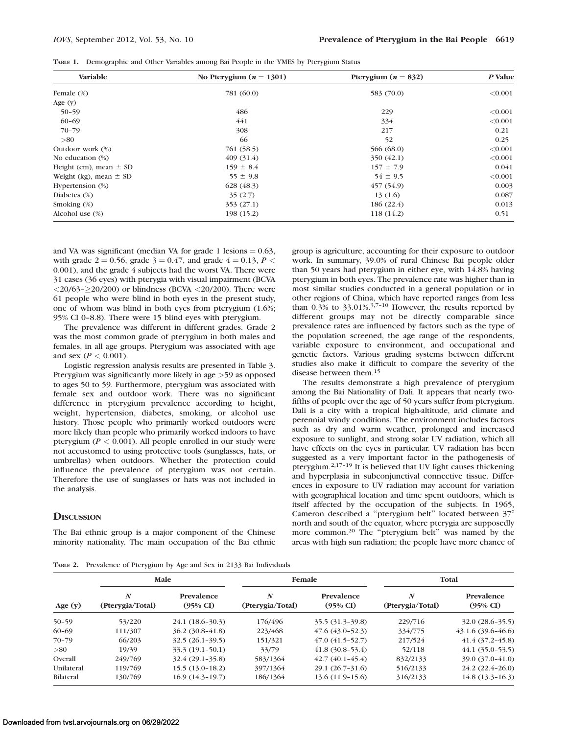**Table 1.** Demographic and Other Variables among Bai People in the YMES by Pterygium Status

| Variable | No Pterygium ($n = 1301$) | Pterygium ($n = 832$) | *P* Value |
|---|---|---|---|
| Female (%) | 781 (60.0) | 583 (70.0) | <0.001 |
| Age (y) | | | |
| 50–59 | 486 | 229 | <0.001 |
| 60–69 | 441 | 334 | <0.001 |
| 70–79 | 308 | 217 | 0.21 |
| >80 | 66 | 52 | 0.25 |
| Outdoor work (%) | 761 (58.5) | 566 (68.0) | <0.001 |
| No education (%) | 409 (31.4) | 350 (42.1) | <0.001 |
| Height (cm), mean ± SD | 159 ± 8.4 | 157 ± 7.9 | 0.041 |
| Weight (kg), mean ± SD | 55 ± 9.8 | 54 ± 9.5 | <0.001 |
| Hypertension (%) | 628 (48.3) | 457 (54.9) | 0.003 |
| Diabetes (%) | 35 (2.7) | 13 (1.6) | 0.087 |
| Smoking (%) | 353 (27.1) | 186 (22.4) | 0.013 |
| Alcohol use (%) | 198 (15.2) | 118 (14.2) | 0.51 |

and VA was significant (median VA for grade 1 lesions = 0.63, with grade 2 = 0.56, grade 3 = 0.47, and grade 4 = 0.13, $P < 0.001$), and the grade 4 subjects had the worst VA. There were 31 cases (36 eyes) with pterygia with visual impairment (BCVA <20/63–≥20/200) or blindness (BCVA <20/200). There were 61 people who were blind in both eyes in the present study, one of whom was blind in both eyes from pterygium (1.6%; 95% CI 0–8.8). There were 15 blind eyes with pterygium.

The prevalence was different in different grades. Grade 2 was the most common grade of pterygium in both males and females, in all age groups. Pterygium was associated with age and sex ($P < 0.001$).

Logistic regression analysis results are presented in Table 3. Pterygium was significantly more likely in age >59 as opposed to ages 50 to 59. Furthermore, pterygium was associated with female sex and outdoor work. There was no significant difference in pterygium prevalence according to height, weight, hypertension, diabetes, smoking, or alcohol use history. Those people who primarily worked outdoors were more likely than people who primarily worked indoors to have pterygium ($P < 0.001$). All people enrolled in our study were not accustomed to using protective tools (sunglasses, hats, or umbrellas) when outdoors. Whether the protection could influence the prevalence of pterygium was not certain. Therefore the use of sunglasses or hats was not included in the analysis.

## Discussion

The Bai ethnic group is a major component of the Chinese minority nationality. The main occupation of the Bai ethnic group is agriculture, accounting for their exposure to outdoor work. In summary, 39.0% of rural Chinese Bai people older than 50 years had pterygium in either eye, with 14.8% having pterygium in both eyes. The prevalence rate was higher than in most similar studies conducted in a general population or in other regions of China, which have reported ranges from less than 0.3% to 33.01%.[3,7–10] However, the results reported by different groups may not be directly comparable since prevalence rates are influenced by factors such as the type of the population screened, the age range of the respondents, variable exposure to environment, and occupational and genetic factors. Various grading systems between different studies also make it difficult to compare the severity of the disease between them.[15]

The results demonstrate a high prevalence of pterygium among the Bai Nationality of Dali. It appears that nearly two-fifths of people over the age of 50 years suffer from pterygium. Dali is a city with a tropical high-altitude, arid climate and perennial windy conditions. The environment includes factors such as dry and warm weather, prolonged and increased exposure to sunlight, and strong solar UV radiation, which all have effects on the eyes in particular. UV radiation has been suggested as a very important factor in the pathogenesis of pterygium.[2,17–19] It is believed that UV light causes thickening and hyperplasia in subconjunctival connective tissue. Differences in exposure to UV radiation may account for variation with geographical location and time spent outdoors, which is itself affected by the occupation of the subjects. In 1965, Cameron described a "pterygium belt" located between 37° north and south of the equator, where pterygia are supposedly more common.[20] The "pterygium belt" was named by the areas with high sun radiation; the people have more chance of

**Table 2.** Prevalence of Pterygium by Age and Sex in 2133 Bai Individuals

| | Male | | Female | | Total | |
|---|---|---|---|---|---|---|
| Age (y) | *N* (Pterygia/Total) | Prevalence (95% CI) | *N* (Pterygia/Total) | Prevalence (95% CI) | *N* (Pterygia/Total) | Prevalence (95% CI) |
| 50–59 | 53/220 | 24.1 (18.6–30.3) | 176/496 | 35.5 (31.3–39.8) | 229/716 | 32.0 (28.6–35.5) |
| 60–69 | 111/307 | 36.2 (30.8–41.8) | 223/468 | 47.6 (43.0–52.3) | 334/775 | 43.1.6 (39.6–46.6) |
| 70–79 | 66/203 | 32.5 (26.1–39.5) | 151/321 | 47.0 (41.5–52.7) | 217/524 | 41.4 (37.2–45.8) |
| >80 | 19/39 | 33.3 (19.1–50.1) | 33/79 | 41.8 (30.8–53.4) | 52/118 | 44.1 (35.0–53.5) |
| Overall | 249/769 | 32.4 (29.1–35.8) | 583/1364 | 42.7 (40.1–45.4) | 832/2133 | 39.0 (37.0–41.0) |
| Unilateral | 119/769 | 15.5 (13.0–18.2) | 397/1364 | 29.1 (26.7–31.6) | 516/2133 | 24.2 (22.4–26.0) |
| Bilateral | 130/769 | 16.9 (14.3–19.7) | 186/1364 | 13.6 (11.9–15.6) | 316/2133 | 14.8 (13.3–16.3) |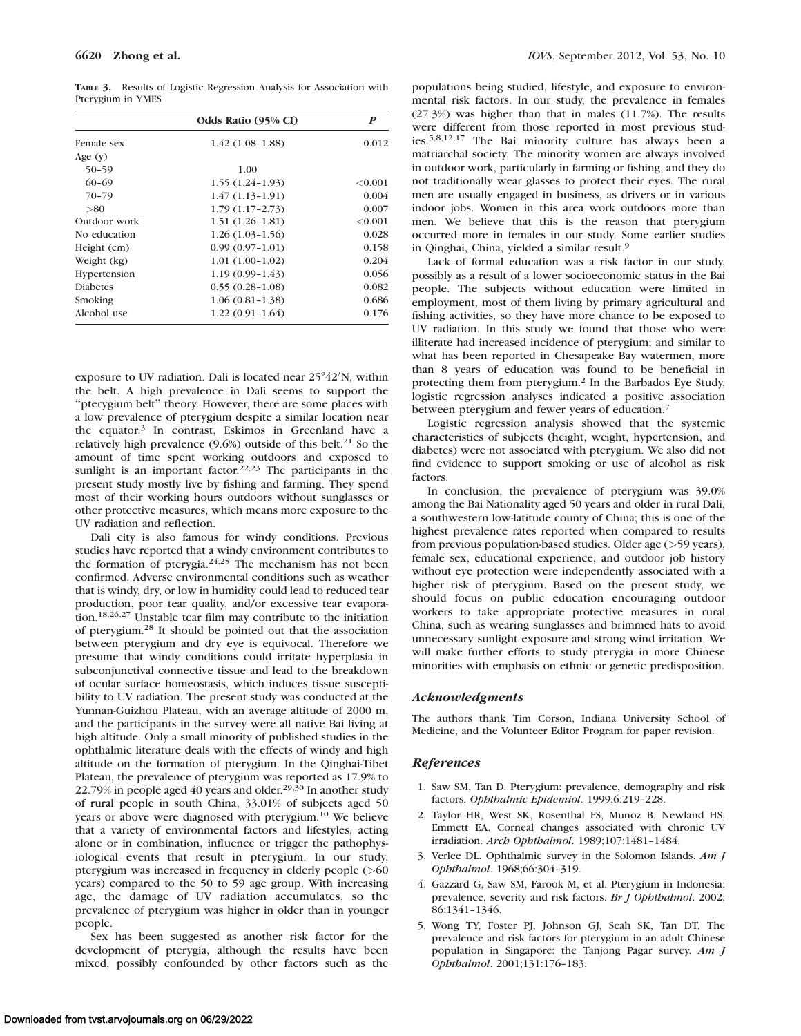**TABLE 3.** Results of Logistic Regression Analysis for Association with Pterygium in YMES

| | Odds Ratio (95% CI) | *P* |
|---|---|---|
| Female sex | 1.42 (1.08–1.88) | 0.012 |
| Age (y) | | |
| 50–59 | 1.00 | |
| 60–69 | 1.55 (1.24–1.93) | <0.001 |
| 70–79 | 1.47 (1.13–1.91) | 0.004 |
| >80 | 1.79 (1.17–2.73) | 0.007 |
| Outdoor work | 1.51 (1.26–1.81) | <0.001 |
| No education | 1.26 (1.03–1.56) | 0.028 |
| Height (cm) | 0.99 (0.97–1.01) | 0.158 |
| Weight (kg) | 1.01 (1.00–1.02) | 0.204 |
| Hypertension | 1.19 (0.99–1.43) | 0.056 |
| Diabetes | 0.55 (0.28–1.08) | 0.082 |
| Smoking | 1.06 (0.81–1.38) | 0.686 |
| Alcohol use | 1.22 (0.91–1.64) | 0.176 |

exposure to UV radiation. Dali is located near 25°42′N, within the belt. A high prevalence in Dali seems to support the "pterygium belt" theory. However, there are some places with a low prevalence of pterygium despite a similar location near the equator.[3] In contrast, Eskimos in Greenland have a relatively high prevalence (9.6%) outside of this belt.[21] So the amount of time spent working outdoors and exposed to sunlight is an important factor.[22,23] The participants in the present study mostly live by fishing and farming. They spend most of their working hours outdoors without sunglasses or other protective measures, which means more exposure to the UV radiation and reflection.

Dali city is also famous for windy conditions. Previous studies have reported that a windy environment contributes to the formation of pterygia.[24,25] The mechanism has not been confirmed. Adverse environmental conditions such as weather that is windy, dry, or low in humidity could lead to reduced tear production, poor tear quality, and/or excessive tear evaporation.[18,26,27] Unstable tear film may contribute to the initiation of pterygium.[28] It should be pointed out that the association between pterygium and dry eye is equivocal. Therefore we presume that windy conditions could irritate hyperplasia in subconjunctival connective tissue and lead to the breakdown of ocular surface homeostasis, which induces tissue susceptibility to UV radiation. The present study was conducted at the Yunnan-Guizhou Plateau, with an average altitude of 2000 m, and the participants in the survey were all native Bai living at high altitude. Only a small minority of published studies in the ophthalmic literature deals with the effects of windy and high altitude on the formation of pterygium. In the Qinghai-Tibet Plateau, the prevalence of pterygium was reported as 17.9% to 22.79% in people aged 40 years and older.[29,30] In another study of rural people in south China, 33.01% of subjects aged 50 years or above were diagnosed with pterygium.[10] We believe that a variety of environmental factors and lifestyles, acting alone or in combination, influence or trigger the pathophysiological events that result in pterygium. In our study, pterygium was increased in frequency in elderly people (>60 years) compared to the 50 to 59 age group. With increasing age, the damage of UV radiation accumulates, so the prevalence of pterygium was higher in older than in younger people.

Sex has been suggested as another risk factor for the development of pterygia, although the results have been mixed, possibly confounded by other factors such as the populations being studied, lifestyle, and exposure to environmental risk factors. In our study, the prevalence in females (27.3%) was higher than that in males (11.7%). The results were different from those reported in most previous studies.[5,8,12,17] The Bai minority culture has always been a matriarchal society. The minority women are always involved in outdoor work, particularly in farming or fishing, and they do not traditionally wear glasses to protect their eyes. The rural men are usually engaged in business, as drivers or in various indoor jobs. Women in this area work outdoors more than men. We believe that this is the reason that pterygium occurred more in females in our study. Some earlier studies in Qinghai, China, yielded a similar result.[9]

Lack of formal education was a risk factor in our study, possibly as a result of a lower socioeconomic status in the Bai people. The subjects without education were limited in employment, most of them living by primary agricultural and fishing activities, so they have more chance to be exposed to UV radiation. In this study we found that those who were illiterate had increased incidence of pterygium; and similar to what has been reported in Chesapeake Bay watermen, more than 8 years of education was found to be beneficial in protecting them from pterygium.[2] In the Barbados Eye Study, logistic regression analyses indicated a positive association between pterygium and fewer years of education.[7]

Logistic regression analysis showed that the systemic characteristics of subjects (height, weight, hypertension, and diabetes) were not associated with pterygium. We also did not find evidence to support smoking or use of alcohol as risk factors.

In conclusion, the prevalence of pterygium was 39.0% among the Bai Nationality aged 50 years and older in rural Dali, a southwestern low-latitude county of China; this is one of the highest prevalence rates reported when compared to results from previous population-based studies. Older age (>59 years), female sex, educational experience, and outdoor job history without eye protection were independently associated with a higher risk of pterygium. Based on the present study, we should focus on public education encouraging outdoor workers to take appropriate protective measures in rural China, such as wearing sunglasses and brimmed hats to avoid unnecessary sunlight exposure and strong wind irritation. We will make further efforts to study pterygia in more Chinese minorities with emphasis on ethnic or genetic predisposition.

## *Acknowledgments*

The authors thank Tim Corson, Indiana University School of Medicine, and the Volunteer Editor Program for paper revision.

## *References*

1. Saw SM, Tan D. Pterygium: prevalence, demography and risk factors. *Ophthalmic Epidemiol*. 1999;6:219–228.
2. Taylor HR, West SK, Rosenthal FS, Munoz B, Newland HS, Emmett EA. Corneal changes associated with chronic UV irradiation. *Arch Ophthalmol*. 1989;107:1481–1484.
3. Verlee DL. Ophthalmic survey in the Solomon Islands. *Am J Ophthalmol*. 1968;66:304–319.
4. Gazzard G, Saw SM, Farook M, et al. Pterygium in Indonesia: prevalence, severity and risk factors. *Br J Ophthalmol*. 2002;86:1341–1346.
5. Wong TY, Foster PJ, Johnson GJ, Seah SK, Tan DT. The prevalence and risk factors for pterygium in an adult Chinese population in Singapore: the Tanjong Pagar survey. *Am J Ophthalmol*. 2001;131:176–183.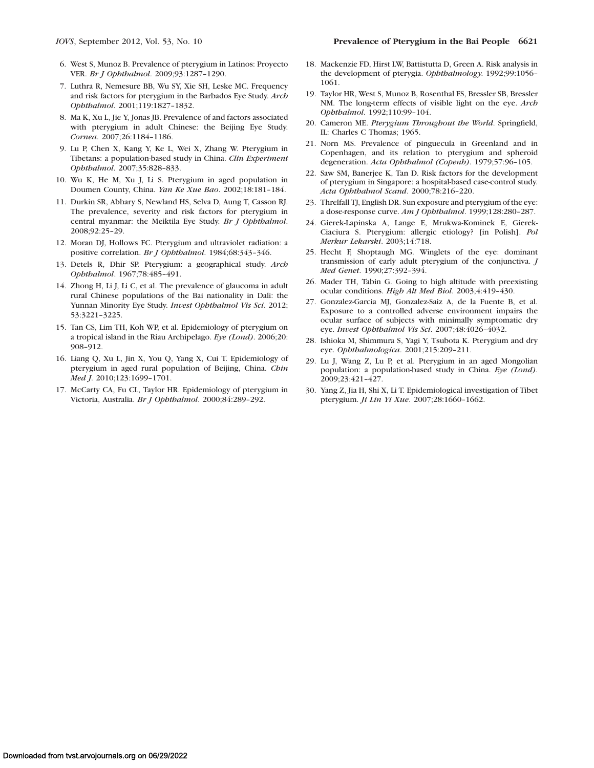6. West S, Munoz B. Prevalence of pterygium in Latinos: Proyecto VER. *Br J Ophthalmol*. 2009;93:1287–1290.
7. Luthra R, Nemesure BB, Wu SY, Xie SH, Leske MC. Frequency and risk factors for pterygium in the Barbados Eye Study. *Arch Ophthalmol*. 2001;119:1827–1832.
8. Ma K, Xu L, Jie Y, Jonas JB. Prevalence of and factors associated with pterygium in adult Chinese: the Beijing Eye Study. *Cornea*. 2007;26:1184–1186.
9. Lu P, Chen X, Kang Y, Ke L, Wei X, Zhang W. Pterygium in Tibetans: a population-based study in China. *Clin Experiment Ophthalmol*. 2007;35:828–833.
10. Wu K, He M, Xu J, Li S. Pterygium in aged population in Doumen County, China. *Yan Ke Xue Bao*. 2002;18:181–184.
11. Durkin SR, Abhary S, Newland HS, Selva D, Aung T, Casson RJ. The prevalence, severity and risk factors for pterygium in central myanmar: the Meiktila Eye Study. *Br J Ophthalmol*. 2008;92:25–29.
12. Moran DJ, Hollows FC. Pterygium and ultraviolet radiation: a positive correlation. *Br J Ophthalmol*. 1984;68:343–346.
13. Detels R, Dhir SP. Pterygium: a geographical study. *Arch Ophthalmol*. 1967;78:485–491.
14. Zhong H, Li J, Li C, et al. The prevalence of glaucoma in adult rural Chinese populations of the Bai nationality in Dali: the Yunnan Minority Eye Study. *Invest Ophthalmol Vis Sci*. 2012; 53:3221–3225.
15. Tan CS, Lim TH, Koh WP, et al. Epidemiology of pterygium on a tropical island in the Riau Archipelago. *Eye (Lond)*. 2006;20: 908–912.
16. Liang Q, Xu L, Jin X, You Q, Yang X, Cui T. Epidemiology of pterygium in aged rural population of Beijing, China. *Chin Med J*. 2010;123:1699–1701.
17. McCarty CA, Fu CL, Taylor HR. Epidemiology of pterygium in Victoria, Australia. *Br J Ophthalmol*. 2000;84:289–292.
18. Mackenzie FD, Hirst LW, Battistutta D, Green A. Risk analysis in the development of pterygia. *Ophthalmology*. 1992;99:1056–1061.
19. Taylor HR, West S, Munoz B, Rosenthal FS, Bressler SB, Bressler NM. The long-term effects of visible light on the eye. *Arch Ophthalmol*. 1992;110:99–104.
20. Cameron ME. *Pterygium Throughout the World*. Springfield, IL: Charles C Thomas; 1965.
21. Norn MS. Prevalence of pinguecula in Greenland and in Copenhagen, and its relation to pterygium and spheroid degeneration. *Acta Ophthalmol (Copenh)*. 1979;57:96–105.
22. Saw SM, Banerjee K, Tan D. Risk factors for the development of pterygium in Singapore: a hospital-based case-control study. *Acta Ophthalmol Scand*. 2000;78:216–220.
23. Threlfall TJ, English DR. Sun exposure and pterygium of the eye: a dose-response curve. *Am J Ophthalmol*. 1999;128:280–287.
24. Gierek-Lapinska A, Lange E, Mrukwa-Kominek E, Gierek-Ciaciura S. Pterygium: allergic etiology? [in Polish]. *Pol Merkur Lekarski*. 2003;14:718.
25. Hecht F, Shoptaugh MG. Winglets of the eye: dominant transmission of early adult pterygium of the conjunctiva. *J Med Genet*. 1990;27:392–394.
26. Mader TH, Tabin G. Going to high altitude with preexisting ocular conditions. *High Alt Med Biol*. 2003;4:419–430.
27. Gonzalez-Garcia MJ, Gonzalez-Saiz A, de la Fuente B, et al. Exposure to a controlled adverse environment impairs the ocular surface of subjects with minimally symptomatic dry eye. *Invest Ophthalmol Vis Sci*. 2007;48:4026–4032.
28. Ishioka M, Shimmura S, Yagi Y, Tsubota K. Pterygium and dry eye. *Ophthalmologica*. 2001;215:209–211.
29. Lu J, Wang Z, Lu P, et al. Pterygium in an aged Mongolian population: a population-based study in China. *Eye (Lond)*. 2009;23:421–427.
30. Yang Z, Jia H, Shi X, Li T. Epidemiological investigation of Tibet pterygium. *Ji Lin Yi Xue*. 2007;28:1660–1662.